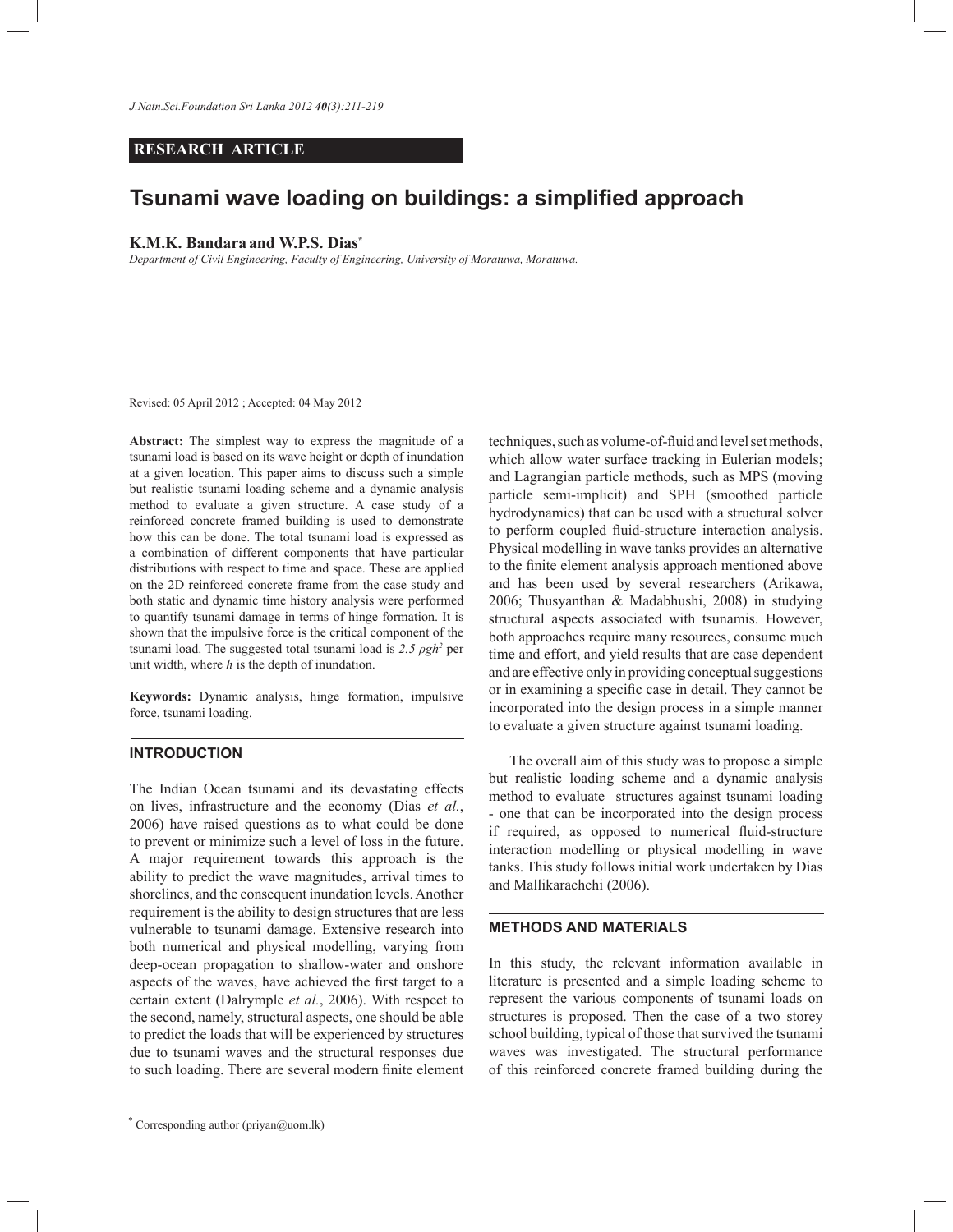RESEARCH ARTICLE

# Tsunami wave loading on buildings: a simplified approach

**K.M.K. Bandara and W.P.S. Dias***

*Department of Civil Engineering, Faculty of Engineering, University of Moratuwa, Moratuwa.*

Revised: 05 April 2012 ; Accepted: 04 May 2012

**Abstract:** The simplest way to express the magnitude of a tsunami load is based on its wave height or depth of inundation at a given location. This paper aims to discuss such a simple but realistic tsunami loading scheme and a dynamic analysis method to evaluate a given structure. A case study of a reinforced concrete framed building is used to demonstrate how this can be done. The total tsunami load is expressed as a combination of different components that have particular distributions with respect to time and space. These are applied on the 2D reinforced concrete frame from the case study and both static and dynamic time history analysis were performed to quantify tsunami damage in terms of hinge formation. It is shown that the impulsive force is the critical component of the tsunami load. The suggested total tsunami load is $2.5\ \rho g h^2$ per unit width, where $h$ is the depth of inundation.

**Keywords:** Dynamic analysis, hinge formation, impulsive force, tsunami loading.

## INTRODUCTION

The Indian Ocean tsunami and its devastating effects on lives, infrastructure and the economy (Dias *et al.*, 2006) have raised questions as to what could be done to prevent or minimize such a level of loss in the future. A major requirement towards this approach is the ability to predict the wave magnitudes, arrival times to shorelines, and the consequent inundation levels. Another requirement is the ability to design structures that are less vulnerable to tsunami damage. Extensive research into both numerical and physical modelling, varying from deep-ocean propagation to shallow-water and onshore aspects of the waves, have achieved the first target to a certain extent (Dalrymple *et al.*, 2006). With respect to the second, namely, structural aspects, one should be able to predict the loads that will be experienced by structures due to tsunami waves and the structural responses due to such loading. There are several modern finite element techniques, such as volume-of-fluid and level set methods, which allow water surface tracking in Eulerian models; and Lagrangian particle methods, such as MPS (moving particle semi-implicit) and SPH (smoothed particle hydrodynamics) that can be used with a structural solver to perform coupled fluid-structure interaction analysis. Physical modelling in wave tanks provides an alternative to the finite element analysis approach mentioned above and has been used by several researchers (Arikawa, 2006; Thusyanthan & Madabhushi, 2008) in studying structural aspects associated with tsunamis. However, both approaches require many resources, consume much time and effort, and yield results that are case dependent and are effective only in providing conceptual suggestions or in examining a specific case in detail. They cannot be incorporated into the design process in a simple manner to evaluate a given structure against tsunami loading.

The overall aim of this study was to propose a simple but realistic loading scheme and a dynamic analysis method to evaluate structures against tsunami loading - one that can be incorporated into the design process if required, as opposed to numerical fluid-structure interaction modelling or physical modelling in wave tanks. This study follows initial work undertaken by Dias and Mallikarachchi (2006).

## METHODS AND MATERIALS

In this study, the relevant information available in literature is presented and a simple loading scheme to represent the various components of tsunami loads on structures is proposed. Then the case of a two storey school building, typical of those that survived the tsunami waves was investigated. The structural performance of this reinforced concrete framed building during the

* Corresponding author (priyan@uom.lk)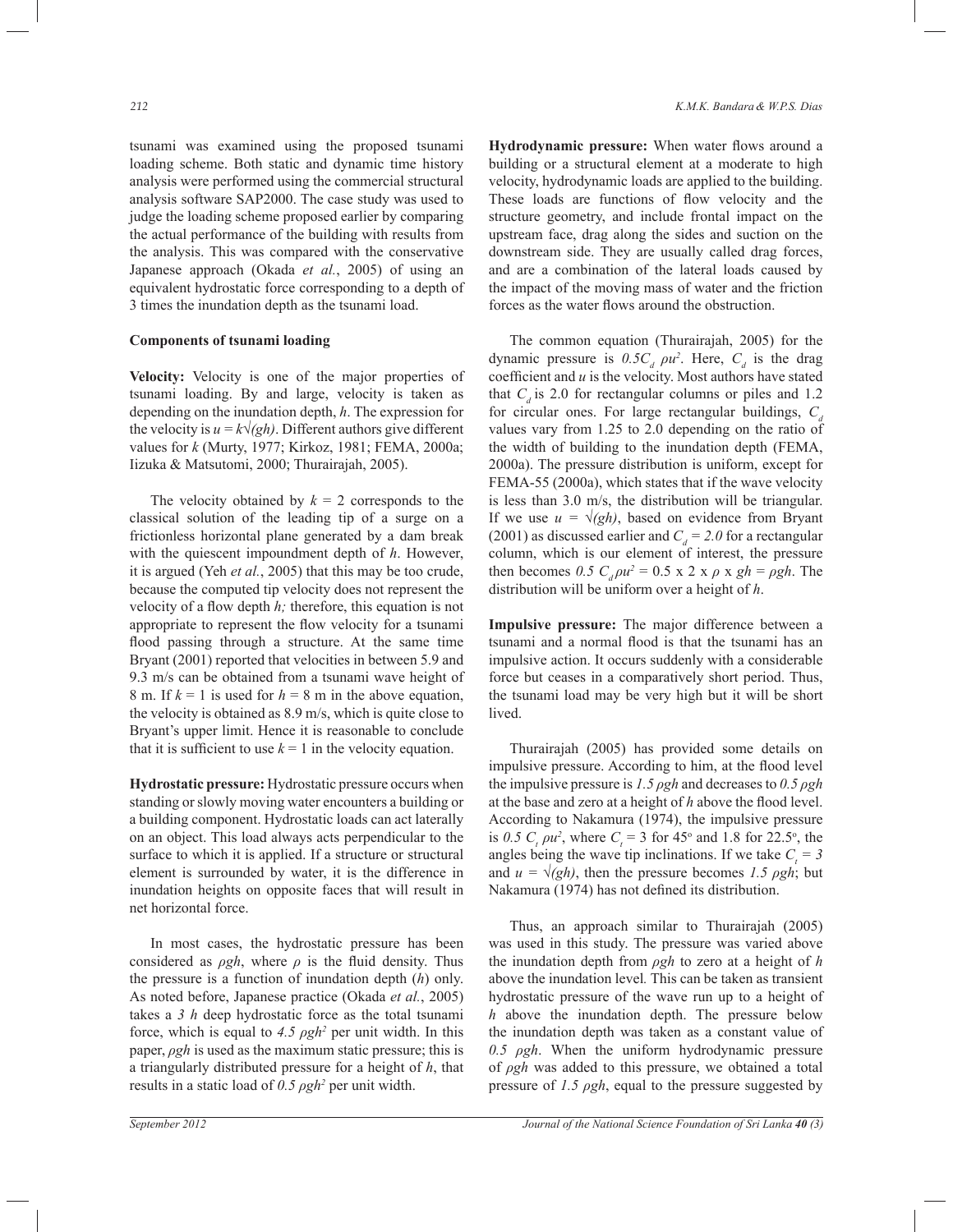tsunami was examined using the proposed tsunami loading scheme. Both static and dynamic time history analysis were performed using the commercial structural analysis software SAP2000. The case study was used to judge the loading scheme proposed earlier by comparing the actual performance of the building with results from the analysis. This was compared with the conservative Japanese approach (Okada *et al.*, 2005) of using an equivalent hydrostatic force corresponding to a depth of 3 times the inundation depth as the tsunami load.

**Components of tsunami loading**

**Velocity:** Velocity is one of the major properties of tsunami loading. By and large, velocity is taken as depending on the inundation depth, *h*. The expression for the velocity is $u = k\sqrt{(gh)}$. Different authors give different values for *k* (Murty, 1977; Kirkoz, 1981; FEMA, 2000a; Iizuka & Matsutomi, 2000; Thurairajah, 2005).

The velocity obtained by $k = 2$ corresponds to the classical solution of the leading tip of a surge on a frictionless horizontal plane generated by a dam break with the quiescent impoundment depth of *h*. However, it is argued (Yeh *et al.*, 2005) that this may be too crude, because the computed tip velocity does not represent the velocity of a flow depth *h;* therefore, this equation is not appropriate to represent the flow velocity for a tsunami flood passing through a structure. At the same time Bryant (2001) reported that velocities in between 5.9 and 9.3 m/s can be obtained from a tsunami wave height of 8 m. If $k = 1$ is used for $h = 8$ m in the above equation, the velocity is obtained as 8.9 m/s, which is quite close to Bryant's upper limit. Hence it is reasonable to conclude that it is sufficient to use $k = 1$ in the velocity equation.

**Hydrostatic pressure:** Hydrostatic pressure occurs when standing or slowly moving water encounters a building or a building component. Hydrostatic loads can act laterally on an object. This load always acts perpendicular to the surface to which it is applied. If a structure or structural element is surrounded by water, it is the difference in inundation heights on opposite faces that will result in net horizontal force.

In most cases, the hydrostatic pressure has been considered as $\rho gh$, where $\rho$ is the fluid density. Thus the pressure is a function of inundation depth (*h*) only. As noted before, Japanese practice (Okada *et al.*, 2005) takes a $3h$ deep hydrostatic force as the total tsunami force, which is equal to $4.5\ \rho gh^2$ per unit width. In this paper, $\rho gh$ is used as the maximum static pressure; this is a triangularly distributed pressure for a height of *h*, that results in a static load of $0.5\ \rho gh^2$ per unit width.

**Hydrodynamic pressure:** When water flows around a building or a structural element at a moderate to high velocity, hydrodynamic loads are applied to the building. These loads are functions of flow velocity and the structure geometry, and include frontal impact on the upstream face, drag along the sides and suction on the downstream side. They are usually called drag forces, and are a combination of the lateral loads caused by the impact of the moving mass of water and the friction forces as the water flows around the obstruction.

The common equation (Thurairajah, 2005) for the dynamic pressure is $0.5C_d\ \rho u^2$. Here, $C_d$ is the drag coefficient and *u* is the velocity. Most authors have stated that $C_d$ is 2.0 for rectangular columns or piles and 1.2 for circular ones. For large rectangular buildings, $C_d$ values vary from 1.25 to 2.0 depending on the ratio of the width of building to the inundation depth (FEMA, 2000a). The pressure distribution is uniform, except for FEMA-55 (2000a), which states that if the wave velocity is less than 3.0 m/s, the distribution will be triangular. If we use $u = \sqrt{(gh)}$, based on evidence from Bryant (2001) as discussed earlier and $C_d = 2.0$ for a rectangular column, which is our element of interest, the pressure then becomes $0.5\ C_d \rho u^2 = 0.5 \times 2 \times \rho \times gh = \rho gh$. The distribution will be uniform over a height of *h*.

**Impulsive pressure:** The major difference between a tsunami and a normal flood is that the tsunami has an impulsive action. It occurs suddenly with a considerable force but ceases in a comparatively short period. Thus, the tsunami load may be very high but it will be short lived.

Thurairajah (2005) has provided some details on impulsive pressure. According to him, at the flood level the impulsive pressure is $1.5\ \rho gh$ and decreases to $0.5\ \rho gh$ at the base and zero at a height of *h* above the flood level. According to Nakamura (1974), the impulsive pressure is $0.5\ C_t\ \rho u^2$, where $C_t = 3$ for 45° and 1.8 for 22.5°, the angles being the wave tip inclinations. If we take $C_t = 3$ and $u = \sqrt{(gh)}$, then the pressure becomes $1.5\ \rho gh$; but Nakamura (1974) has not defined its distribution.

Thus, an approach similar to Thurairajah (2005) was used in this study. The pressure was varied above the inundation depth from $\rho gh$ to zero at a height of *h* above the inundation level. This can be taken as transient hydrostatic pressure of the wave run up to a height of *h* above the inundation depth. The pressure below the inundation depth was taken as a constant value of $0.5\ \rho gh$. When the uniform hydrodynamic pressure of $\rho gh$ was added to this pressure, we obtained a total pressure of $1.5\ \rho gh$, equal to the pressure suggested by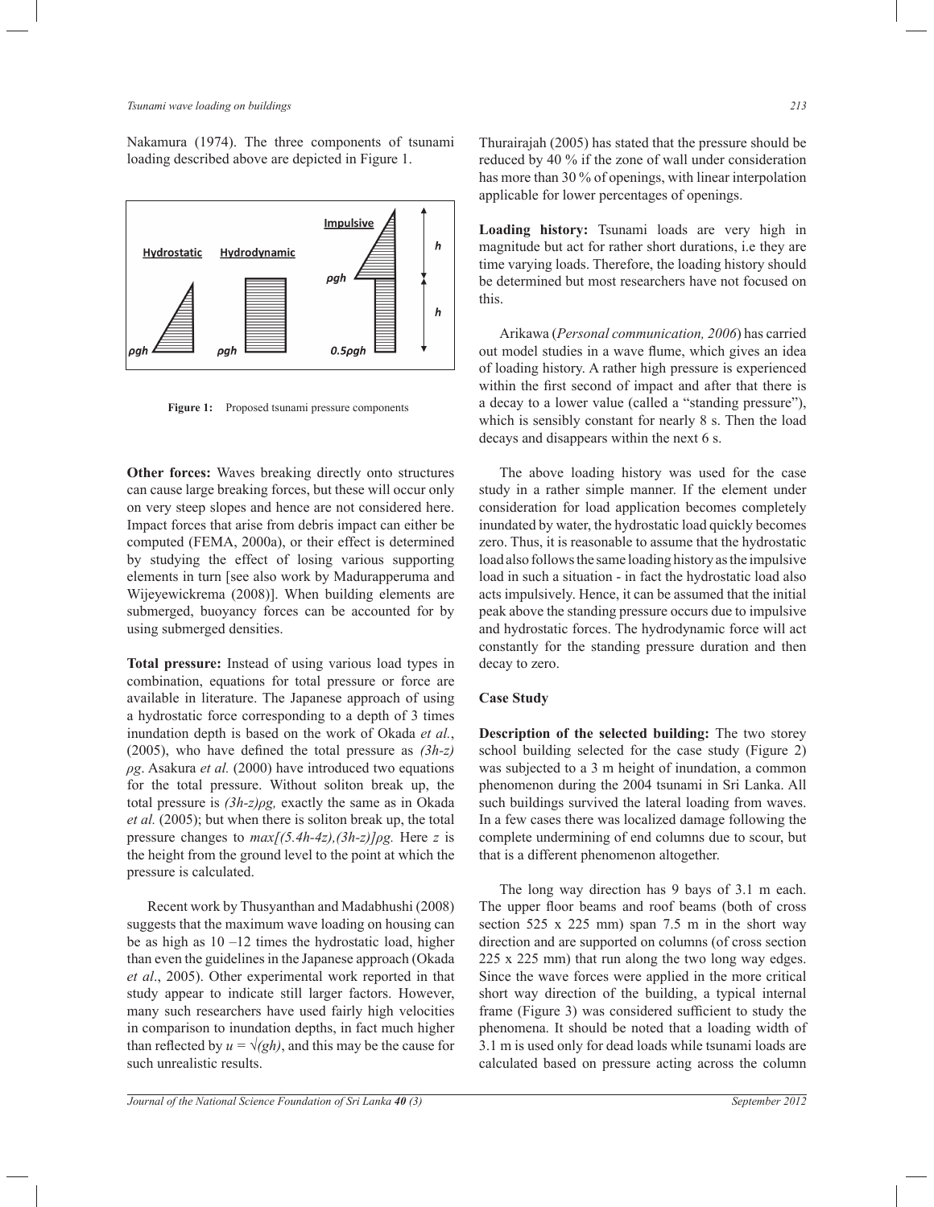Nakamura (1974). The three components of tsunami loading described above are depicted in Figure 1.

**Figure 1:** Proposed tsunami pressure components

**Other forces:** Waves breaking directly onto structures can cause large breaking forces, but these will occur only on very steep slopes and hence are not considered here. Impact forces that arise from debris impact can either be computed (FEMA, 2000a), or their effect is determined by studying the effect of losing various supporting elements in turn [see also work by Madurapperuma and Wijeyewickrema (2008)]. When building elements are submerged, buoyancy forces can be accounted for by using submerged densities.

**Total pressure:** Instead of using various load types in combination, equations for total pressure or force are available in literature. The Japanese approach of using a hydrostatic force corresponding to a depth of 3 times inundation depth is based on the work of Okada *et al.*, (2005), who have defined the total pressure as $(3h-z)\rho g$. Asakura *et al.* (2000) have introduced two equations for the total pressure. Without soliton break up, the total pressure is $(3h-z)\rho g$, exactly the same as in Okada *et al.* (2005); but when there is soliton break up, the total pressure changes to $max[(5.4h-4z),(3h-z)]\rho g$. Here $z$ is the height from the ground level to the point at which the pressure is calculated.

Recent work by Thusyanthan and Madabhushi (2008) suggests that the maximum wave loading on housing can be as high as 10 –12 times the hydrostatic load, higher than even the guidelines in the Japanese approach (Okada *et al*., 2005). Other experimental work reported in that study appear to indicate still larger factors. However, many such researchers have used fairly high velocities in comparison to inundation depths, in fact much higher than reflected by $u = \sqrt{(gh)}$, and this may be the cause for such unrealistic results.

Thurairajah (2005) has stated that the pressure should be reduced by 40 % if the zone of wall under consideration has more than 30 % of openings, with linear interpolation applicable for lower percentages of openings.

**Loading history:** Tsunami loads are very high in magnitude but act for rather short durations, i.e they are time varying loads. Therefore, the loading history should be determined but most researchers have not focused on this.

Arikawa (*Personal communication, 2006*) has carried out model studies in a wave flume, which gives an idea of loading history. A rather high pressure is experienced within the first second of impact and after that there is a decay to a lower value (called a "standing pressure"), which is sensibly constant for nearly 8 s. Then the load decays and disappears within the next 6 s.

The above loading history was used for the case study in a rather simple manner. If the element under consideration for load application becomes completely inundated by water, the hydrostatic load quickly becomes zero. Thus, it is reasonable to assume that the hydrostatic load also follows the same loading history as the impulsive load in such a situation - in fact the hydrostatic load also acts impulsively. Hence, it can be assumed that the initial peak above the standing pressure occurs due to impulsive and hydrostatic forces. The hydrodynamic force will act constantly for the standing pressure duration and then decay to zero.

## Case Study

**Description of the selected building:** The two storey school building selected for the case study (Figure 2) was subjected to a 3 m height of inundation, a common phenomenon during the 2004 tsunami in Sri Lanka. All such buildings survived the lateral loading from waves. In a few cases there was localized damage following the complete undermining of end columns due to scour, but that is a different phenomenon altogether.

The long way direction has 9 bays of 3.1 m each. The upper floor beams and roof beams (both of cross section 525 x 225 mm) span 7.5 m in the short way direction and are supported on columns (of cross section 225 x 225 mm) that run along the two long way edges. Since the wave forces were applied in the more critical short way direction of the building, a typical internal frame (Figure 3) was considered sufficient to study the phenomena. It should be noted that a loading width of 3.1 m is used only for dead loads while tsunami loads are calculated based on pressure acting across the column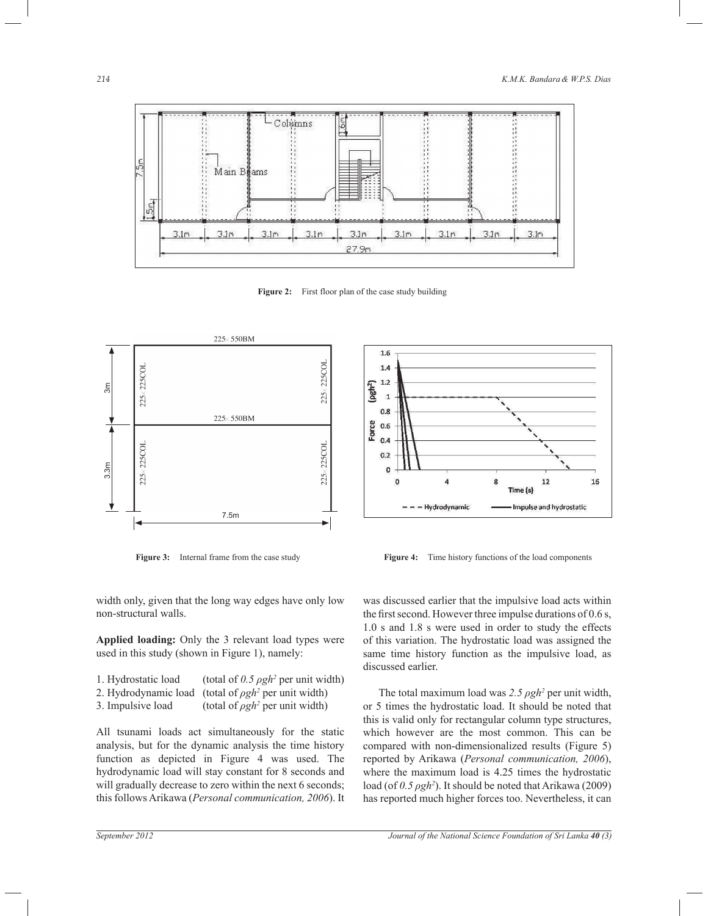**Figure 2:** First floor plan of the case study building

**Figure 3:** Internal frame from the case study

**Figure 4:** Time history functions of the load components

width only, given that the long way edges have only low non-structural walls.

**Applied loading:** Only the 3 relevant load types were used in this study (shown in Figure 1), namely:

1. Hydrostatic load (total of $0.5\ \rho g h^2$ per unit width)
2. Hydrodynamic load (total of $\rho g h^2$ per unit width)
3. Impulsive load (total of $\rho g h^2$ per unit width)

All tsunami loads act simultaneously for the static analysis, but for the dynamic analysis the time history function as depicted in Figure 4 was used. The hydrodynamic load will stay constant for 8 seconds and will gradually decrease to zero within the next 6 seconds; this follows Arikawa (*Personal communication, 2006*). It was discussed earlier that the impulsive load acts within the first second. However three impulse durations of 0.6 s, 1.0 s and 1.8 s were used in order to study the effects of this variation. The hydrostatic load was assigned the same time history function as the impulsive load, as discussed earlier.

The total maximum load was $2.5\ \rho g h^2$ per unit width, or 5 times the hydrostatic load. It should be noted that this is valid only for rectangular column type structures, which however are the most common. This can be compared with non-dimensionalized results (Figure 5) reported by Arikawa (*Personal communication, 2006*), where the maximum load is 4.25 times the hydrostatic load (of $0.5\ \rho g h^2$). It should be noted that Arikawa (2009) has reported much higher forces too. Nevertheless, it can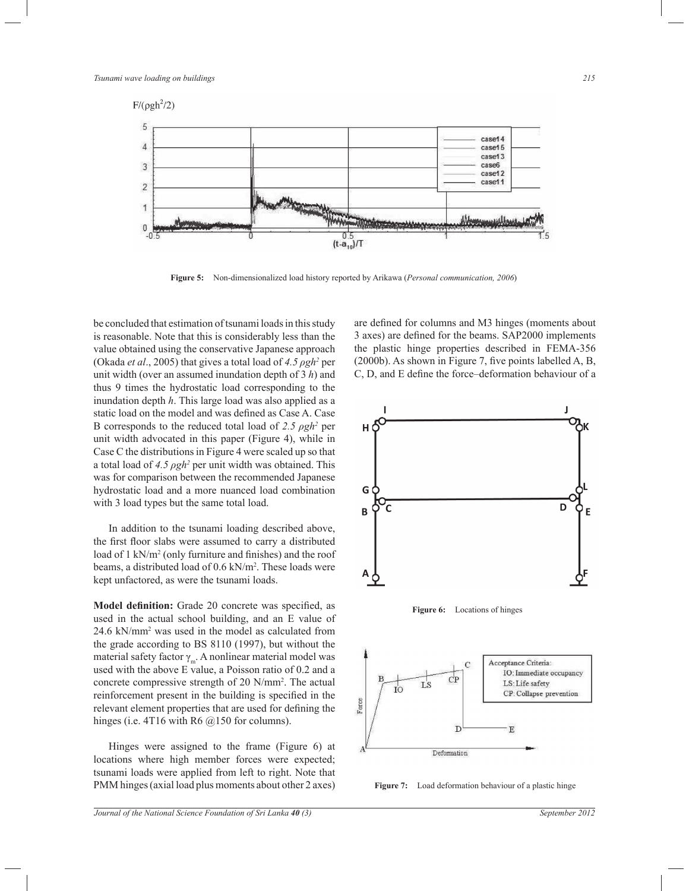Figure 5: Non-dimensionalized load history reported by Arikawa (*Personal communication, 2006*)

be concluded that estimation of tsunami loads in this study is reasonable. Note that this is considerably less than the value obtained using the conservative Japanese approach (Okada *et al*., 2005) that gives a total load of $4.5\rho gh^2$ per unit width (over an assumed inundation depth of 3 $h$) and thus 9 times the hydrostatic load corresponding to the inundation depth $h$. This large load was also applied as a static load on the model and was defined as Case A. Case B corresponds to the reduced total load of $2.5\rho gh^2$ per unit width advocated in this paper (Figure 4), while in Case C the distributions in Figure 4 were scaled up so that a total load of $4.5\rho gh^2$ per unit width was obtained. This was for comparison between the recommended Japanese hydrostatic load and a more nuanced load combination with 3 load types but the same total load.

In addition to the tsunami loading described above, the first floor slabs were assumed to carry a distributed load of 1 kN/m$^2$ (only furniture and finishes) and the roof beams, a distributed load of 0.6 kN/m$^2$. These loads were kept unfactored, as were the tsunami loads.

**Model definition:** Grade 20 concrete was specified, as used in the actual school building, and an E value of 24.6 kN/mm$^2$ was used in the model as calculated from the grade according to BS 8110 (1997), but without the material safety factor $\gamma_m$. A nonlinear material model was used with the above E value, a Poisson ratio of 0.2 and a concrete compressive strength of 20 N/mm$^2$. The actual reinforcement present in the building is specified in the relevant element properties that are used for defining the hinges (i.e. 4T16 with R6 @150 for columns).

Hinges were assigned to the frame (Figure 6) at locations where high member forces were expected; tsunami loads were applied from left to right. Note that PMM hinges (axial load plus moments about other 2 axes) are defined for columns and M3 hinges (moments about 3 axes) are defined for the beams. SAP2000 implements the plastic hinge properties described in FEMA-356 (2000b). As shown in Figure 7, five points labelled A, B, C, D, and E define the force–deformation behaviour of a

Figure 6: Locations of hinges

Figure 7: Load deformation behaviour of a plastic hinge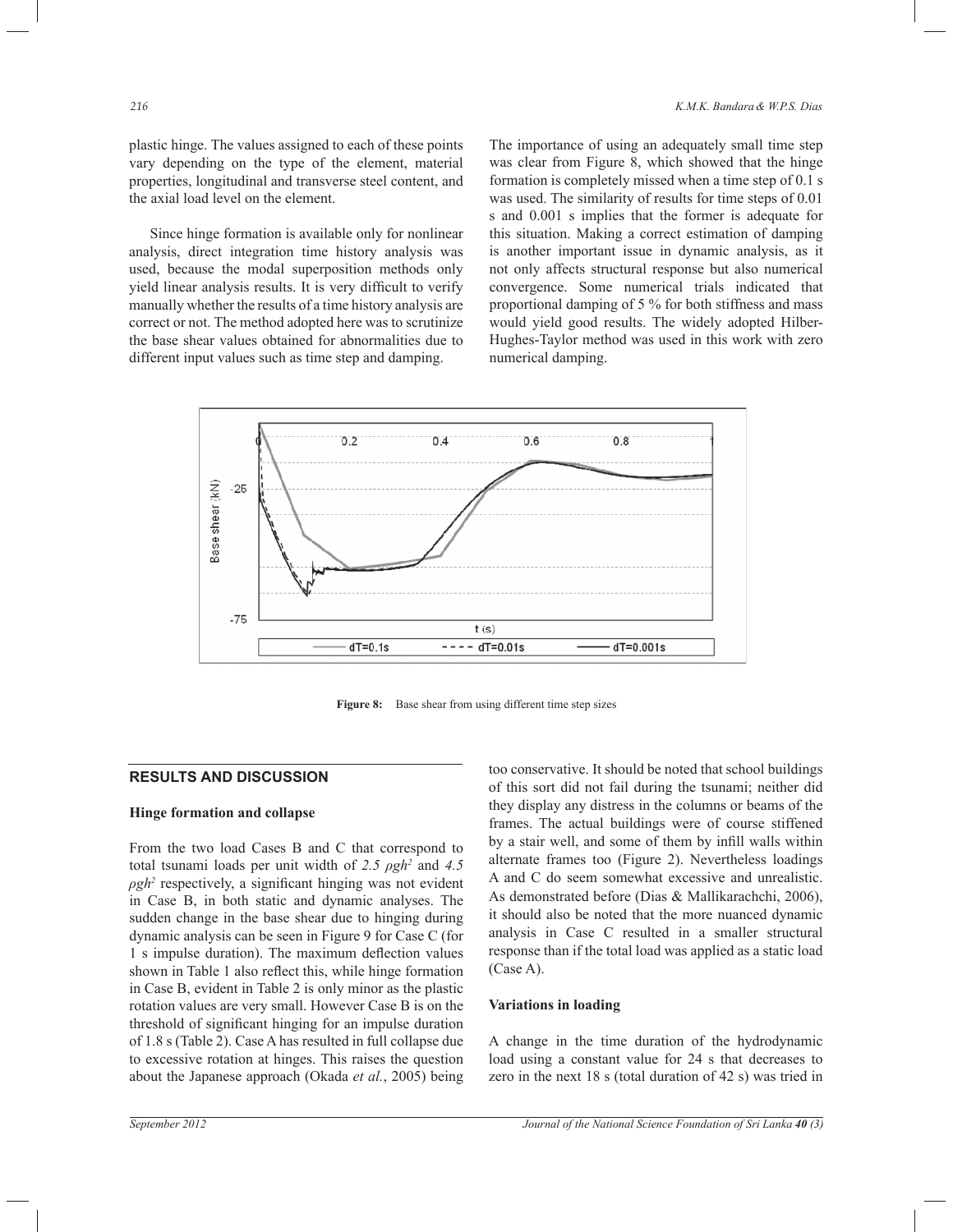plastic hinge. The values assigned to each of these points vary depending on the type of the element, material properties, longitudinal and transverse steel content, and the axial load level on the element.

Since hinge formation is available only for nonlinear analysis, direct integration time history analysis was used, because the modal superposition methods only yield linear analysis results. It is very difficult to verify manually whether the results of a time history analysis are correct or not. The method adopted here was to scrutinize the base shear values obtained for abnormalities due to different input values such as time step and damping.

The importance of using an adequately small time step was clear from Figure 8, which showed that the hinge formation is completely missed when a time step of 0.1 s was used. The similarity of results for time steps of 0.01 s and 0.001 s implies that the former is adequate for this situation. Making a correct estimation of damping is another important issue in dynamic analysis, as it not only affects structural response but also numerical convergence. Some numerical trials indicated that proportional damping of 5 % for both stiffness and mass would yield good results. The widely adopted Hilber-Hughes-Taylor method was used in this work with zero numerical damping.

**Figure 8:** Base shear from using different time step sizes

## RESULTS AND DISCUSSION

### Hinge formation and collapse

From the two load Cases B and C that correspond to total tsunami loads per unit width of $2.5\ \rho g h^2$ and $4.5\ \rho g h^2$ respectively, a significant hinging was not evident in Case B, in both static and dynamic analyses. The sudden change in the base shear due to hinging during dynamic analysis can be seen in Figure 9 for Case C (for 1 s impulse duration). The maximum deflection values shown in Table 1 also reflect this, while hinge formation in Case B, evident in Table 2 is only minor as the plastic rotation values are very small. However Case B is on the threshold of significant hinging for an impulse duration of 1.8 s (Table 2). Case A has resulted in full collapse due to excessive rotation at hinges. This raises the question about the Japanese approach (Okada *et al.*, 2005) being too conservative. It should be noted that school buildings of this sort did not fail during the tsunami; neither did they display any distress in the columns or beams of the frames. The actual buildings were of course stiffened by a stair well, and some of them by infill walls within alternate frames too (Figure 2). Nevertheless loadings A and C do seem somewhat excessive and unrealistic. As demonstrated before (Dias & Mallikarachchi, 2006), it should also be noted that the more nuanced dynamic analysis in Case C resulted in a smaller structural response than if the total load was applied as a static load (Case A).

### Variations in loading

A change in the time duration of the hydrodynamic load using a constant value for 24 s that decreases to zero in the next 18 s (total duration of 42 s) was tried in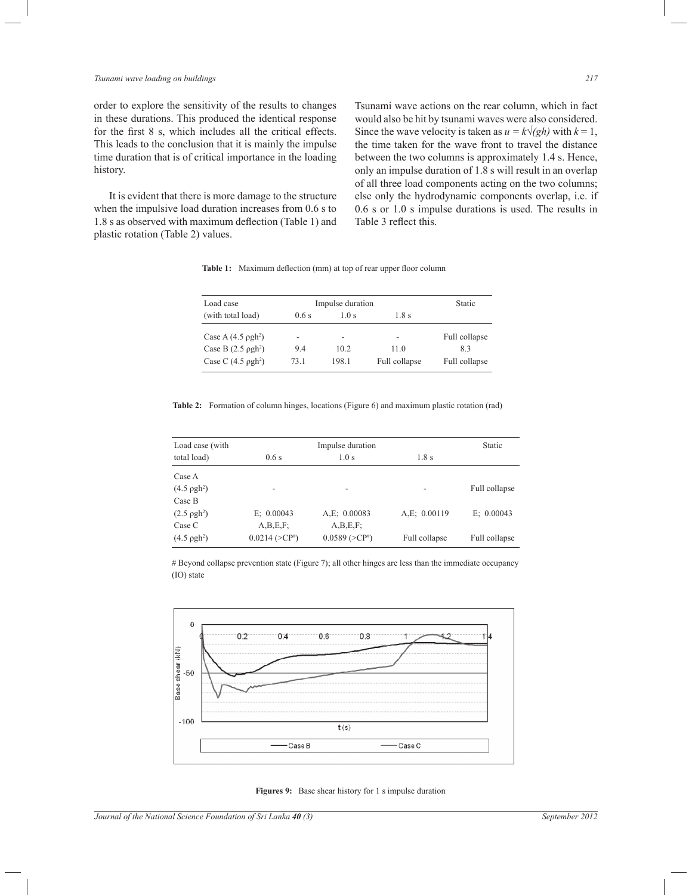order to explore the sensitivity of the results to changes in these durations. This produced the identical response for the first 8 s, which includes all the critical effects. This leads to the conclusion that it is mainly the impulse time duration that is of critical importance in the loading history.

It is evident that there is more damage to the structure when the impulsive load duration increases from 0.6 s to 1.8 s as observed with maximum deflection (Table 1) and plastic rotation (Table 2) values.

Tsunami wave actions on the rear column, which in fact would also be hit by tsunami waves were also considered. Since the wave velocity is taken as $u = k\sqrt{(gh)}$ with $k = 1$, the time taken for the wave front to travel the distance between the two columns is approximately 1.4 s. Hence, only an impulse duration of 1.8 s will result in an overlap of all three load components acting on the two columns; else only the hydrodynamic components overlap, i.e. if 0.6 s or 1.0 s impulse durations is used. The results in Table 3 reflect this.

**Table 1:** Maximum deflection (mm) at top of rear upper floor column

| Load case (with total load) | Impulse duration 0.6 s | 1.0 s | 1.8 s | Static |
|---|---|---|---|---|
| Case A (4.5 $\rho gh^2$) | - | - | - | Full collapse |
| Case B (2.5 $\rho gh^2$) | 9.4 | 10.2 | 11.0 | 8.3 |
| Case C (4.5 $\rho gh^2$) | 73.1 | 198.1 | Full collapse | Full collapse |

**Table 2:** Formation of column hinges, locations (Figure 6) and maximum plastic rotation (rad)

| Load case (with total load) | Impulse duration 0.6 s | 1.0 s | 1.8 s | Static |
|---|---|---|---|---|
| Case A (4.5 $\rho gh^2$) | - | - | - | Full collapse |
| Case B (2.5 $\rho gh^2$) | E; 0.00043 | A,E; 0.00083 | A,E; 0.00119 | E; 0.00043 |
| Case C (4.5 $\rho gh^2$) | A,B,E,F; 0.0214 (>CP#) | A,B,E,F; 0.0589 (>CP#) | Full collapse | Full collapse |

# Beyond collapse prevention state (Figure 7); all other hinges are less than the immediate occupancy (IO) state

**Figures 9:** Base shear history for 1 s impulse duration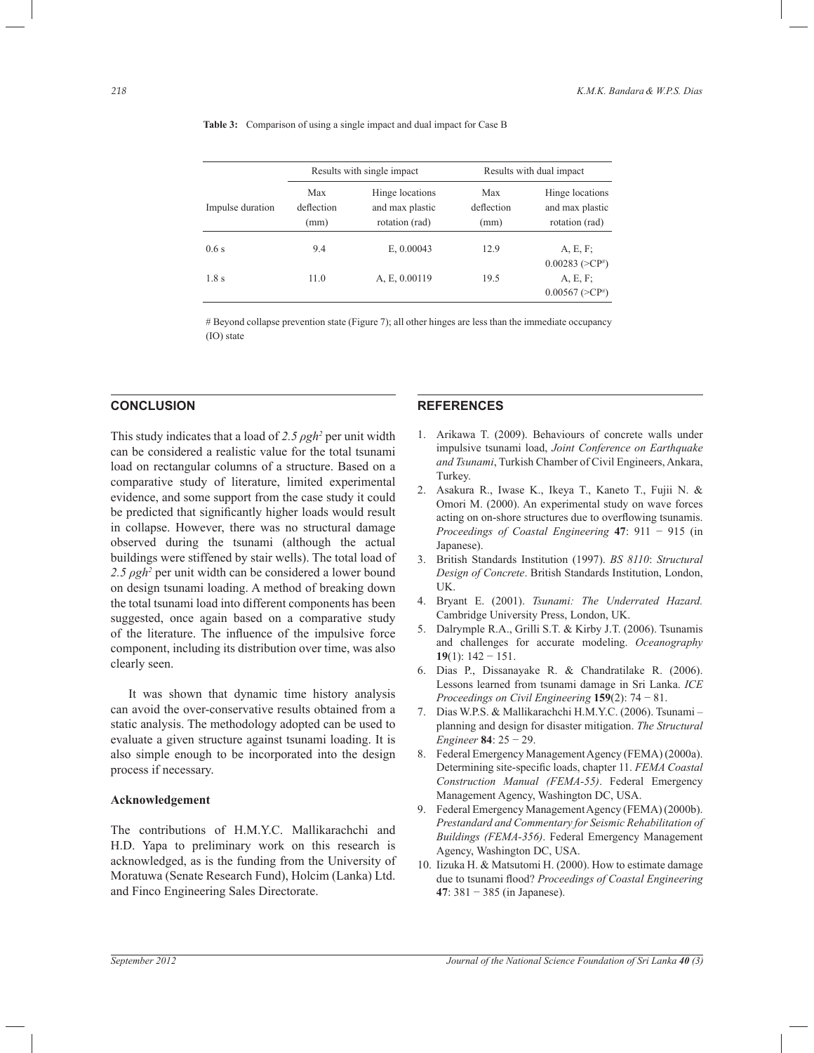**Table 3:** Comparison of using a single impact and dual impact for Case B

| | Results with single impact | | Results with dual impact | |
|---|---|---|---|---|
| Impulse duration | Max deflection (mm) | Hinge locations and max plastic rotation (rad) | Max deflection (mm) | Hinge locations and max plastic rotation (rad) |
| 0.6 s | 9.4 | E, 0.00043 | 12.9 | A, E, F; 0.00283 (>CP#) |
| 1.8 s | 11.0 | A, E, 0.00119 | 19.5 | A, E, F; 0.00567 (>CP#) |

# Beyond collapse prevention state (Figure 7); all other hinges are less than the immediate occupancy (IO) state

## CONCLUSION

This study indicates that a load of $2.5\,\rho g h^2$ per unit width can be considered a realistic value for the total tsunami load on rectangular columns of a structure. Based on a comparative study of literature, limited experimental evidence, and some support from the case study it could be predicted that significantly higher loads would result in collapse. However, there was no structural damage observed during the tsunami (although the actual buildings were stiffened by stair wells). The total load of $2.5\,\rho g h^2$ per unit width can be considered a lower bound on design tsunami loading. A method of breaking down the total tsunami load into different components has been suggested, once again based on a comparative study of the literature. The influence of the impulsive force component, including its distribution over time, was also clearly seen.

It was shown that dynamic time history analysis can avoid the over-conservative results obtained from a static analysis. The methodology adopted can be used to evaluate a given structure against tsunami loading. It is also simple enough to be incorporated into the design process if necessary.

### Acknowledgement

The contributions of H.M.Y.C. Mallikarachchi and H.D. Yapa to preliminary work on this research is acknowledged, as is the funding from the University of Moratuwa (Senate Research Fund), Holcim (Lanka) Ltd. and Finco Engineering Sales Directorate.

## REFERENCES

1. Arikawa T. (2009). Behaviours of concrete walls under impulsive tsunami load, *Joint Conference on Earthquake and Tsunami*, Turkish Chamber of Civil Engineers, Ankara, Turkey.
2. Asakura R., Iwase K., Ikeya T., Kaneto T., Fujii N. & Omori M. (2000). An experimental study on wave forces acting on on-shore structures due to overflowing tsunamis. *Proceedings of Coastal Engineering* **47**: 911 − 915 (in Japanese).
3. British Standards Institution (1997). *BS 8110*: *Structural Design of Concrete*. British Standards Institution, London, UK.
4. Bryant E. (2001). *Tsunami: The Underrated Hazard.* Cambridge University Press, London, UK.
5. Dalrymple R.A., Grilli S.T. & Kirby J.T. (2006). Tsunamis and challenges for accurate modeling. *Oceanography* **19**(1): 142 − 151.
6. Dias P., Dissanayake R. & Chandratilake R. (2006). Lessons learned from tsunami damage in Sri Lanka. *ICE Proceedings on Civil Engineering* **159**(2): 74 − 81.
7. Dias W.P.S. & Mallikarachchi H.M.Y.C. (2006). Tsunami – planning and design for disaster mitigation. *The Structural Engineer* **84**: 25 − 29.
8. Federal Emergency Management Agency (FEMA) (2000a). Determining site-specific loads, chapter 11. *FEMA Coastal Construction Manual (FEMA-55)*. Federal Emergency Management Agency, Washington DC, USA.
9. Federal Emergency Management Agency (FEMA) (2000b). *Prestandard and Commentary for Seismic Rehabilitation of Buildings (FEMA-356)*. Federal Emergency Management Agency, Washington DC, USA.
10. Iizuka H. & Matsutomi H. (2000). How to estimate damage due to tsunami flood? *Proceedings of Coastal Engineering* **47**: 381 − 385 (in Japanese).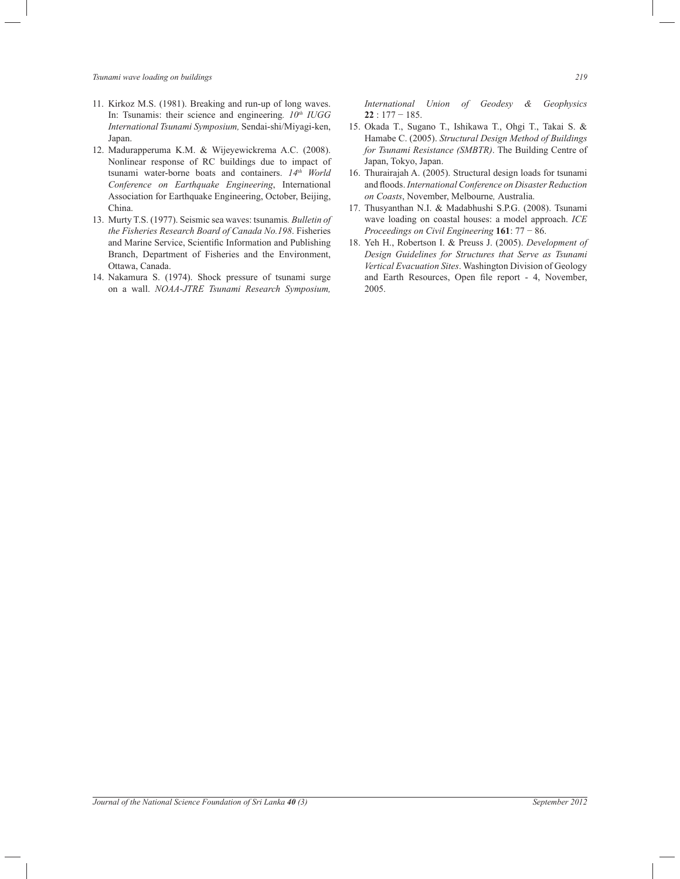11. Kirkoz M.S. (1981). Breaking and run-up of long waves. In: Tsunamis: their science and engineering*. 10th IUGG International Tsunami Symposium,* Sendai-shi/Miyagi-ken, Japan.
12. Madurapperuma K.M. & Wijeyewickrema A.C. (2008). Nonlinear response of RC buildings due to impact of tsunami water-borne boats and containers. *14th World Conference on Earthquake Engineering*, International Association for Earthquake Engineering, October, Beijing, China.
13. Murty T.S. (1977). Seismic sea waves: tsunamis*. Bulletin of the Fisheries Research Board of Canada No.198*. Fisheries and Marine Service, Scientific Information and Publishing Branch, Department of Fisheries and the Environment, Ottawa, Canada.
14. Nakamura S. (1974). Shock pressure of tsunami surge on a wall. *NOAA-JTRE Tsunami Research Symposium, International Union of Geodesy & Geophysics* **22** : 177 − 185.
15. Okada T., Sugano T., Ishikawa T., Ohgi T., Takai S. & Hamabe C. (2005). *Structural Design Method of Buildings for Tsunami Resistance (SMBTR)*. The Building Centre of Japan, Tokyo, Japan.
16. Thurairajah A. (2005). Structural design loads for tsunami and floods. *International Conference on Disaster Reduction on Coasts*, November, Melbourne*,* Australia.
17. Thusyanthan N.I. & Madabhushi S.P.G. (2008). Tsunami wave loading on coastal houses: a model approach. *ICE Proceedings on Civil Engineering* **161**: 77 − 86.
18. Yeh H., Robertson I. & Preuss J. (2005). *Development of Design Guidelines for Structures that Serve as Tsunami Vertical Evacuation Sites*. Washington Division of Geology and Earth Resources, Open file report - 4, November, 2005.